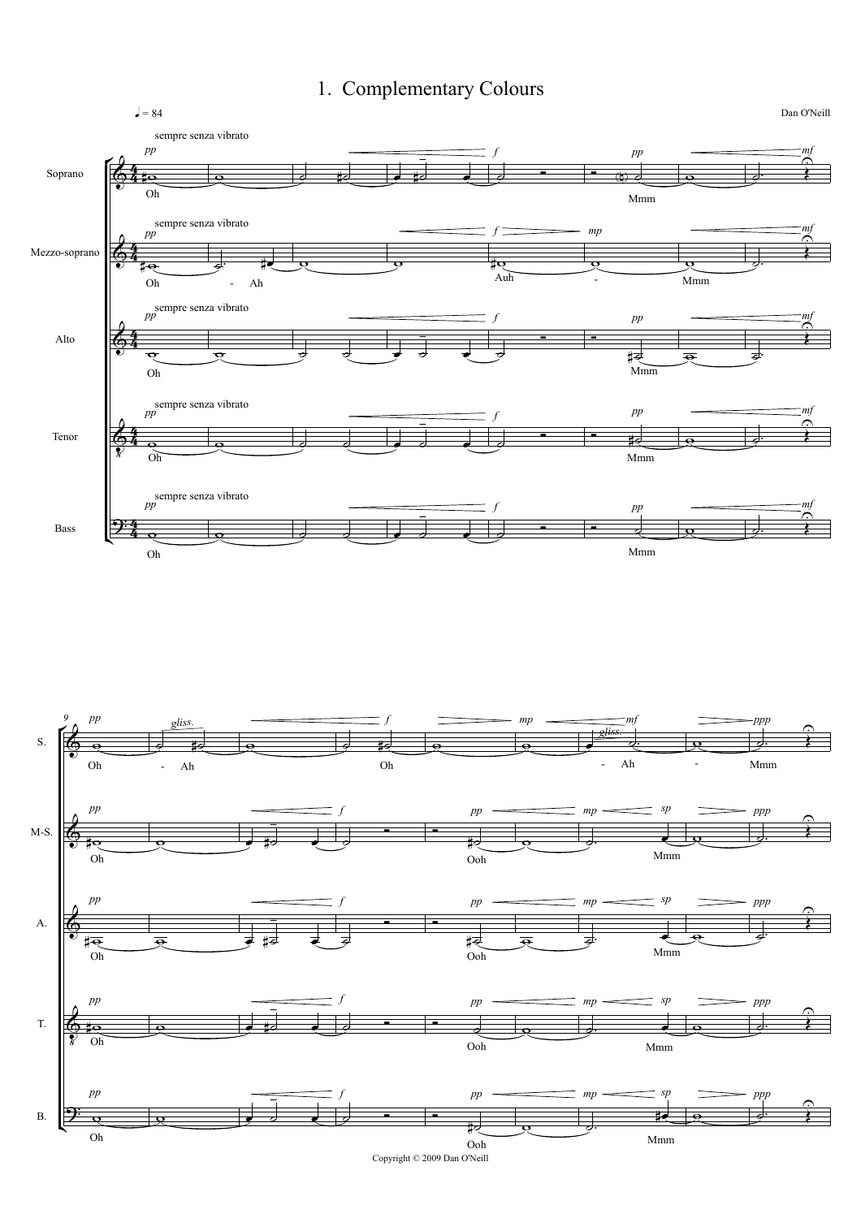# 1. Complementary Colours

Dan O'Neill

Copyright © 2009 Dan O'Neill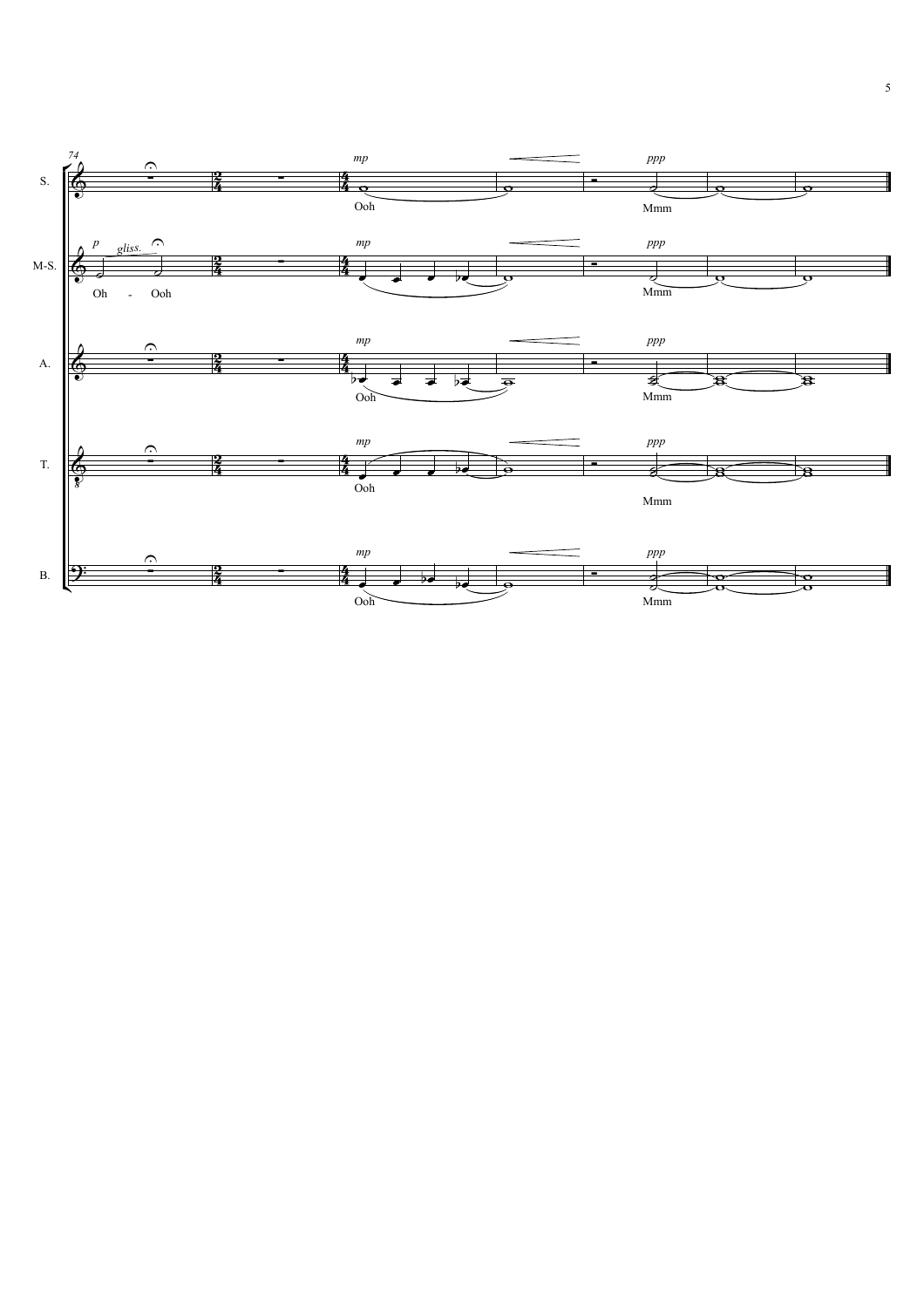74

S.

M-S.

A.

T.

B.

*p* *gliss.*

Oh - Ooh

*mp*

Ooh

*ppp*

Mmm